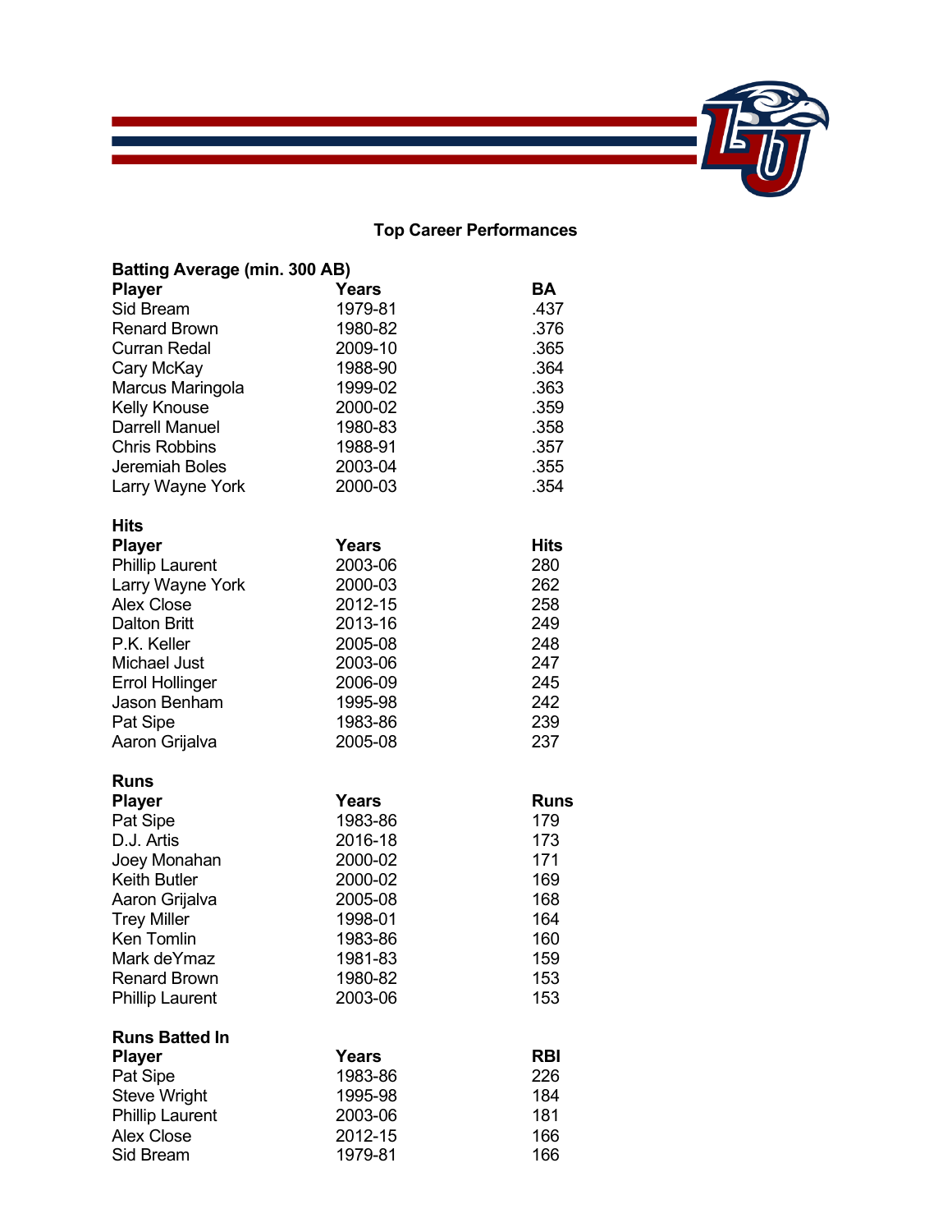## Top Career Performances

### Batting Average (min. 300 AB)

| Player | Years | BA |
|---|---|---|
| Sid Bream | 1979-81 | .437 |
| Renard Brown | 1980-82 | .376 |
| Curran Redal | 2009-10 | .365 |
| Cary McKay | 1988-90 | .364 |
| Marcus Maringola | 1999-02 | .363 |
| Kelly Knouse | 2000-02 | .359 |
| Darrell Manuel | 1980-83 | .358 |
| Chris Robbins | 1988-91 | .357 |
| Jeremiah Boles | 2003-04 | .355 |
| Larry Wayne York | 2000-03 | .354 |

### Hits

| Player | Years | Hits |
|---|---|---|
| Phillip Laurent | 2003-06 | 280 |
| Larry Wayne York | 2000-03 | 262 |
| Alex Close | 2012-15 | 258 |
| Dalton Britt | 2013-16 | 249 |
| P.K. Keller | 2005-08 | 248 |
| Michael Just | 2003-06 | 247 |
| Errol Hollinger | 2006-09 | 245 |
| Jason Benham | 1995-98 | 242 |
| Pat Sipe | 1983-86 | 239 |
| Aaron Grijalva | 2005-08 | 237 |

### Runs

| Player | Years | Runs |
|---|---|---|
| Pat Sipe | 1983-86 | 179 |
| D.J. Artis | 2016-18 | 173 |
| Joey Monahan | 2000-02 | 171 |
| Keith Butler | 2000-02 | 169 |
| Aaron Grijalva | 2005-08 | 168 |
| Trey Miller | 1998-01 | 164 |
| Ken Tomlin | 1983-86 | 160 |
| Mark deYmaz | 1981-83 | 159 |
| Renard Brown | 1980-82 | 153 |
| Phillip Laurent | 2003-06 | 153 |

### Runs Batted In

| Player | Years | RBI |
|---|---|---|
| Pat Sipe | 1983-86 | 226 |
| Steve Wright | 1995-98 | 184 |
| Phillip Laurent | 2003-06 | 181 |
| Alex Close | 2012-15 | 166 |
| Sid Bream | 1979-81 | 166 |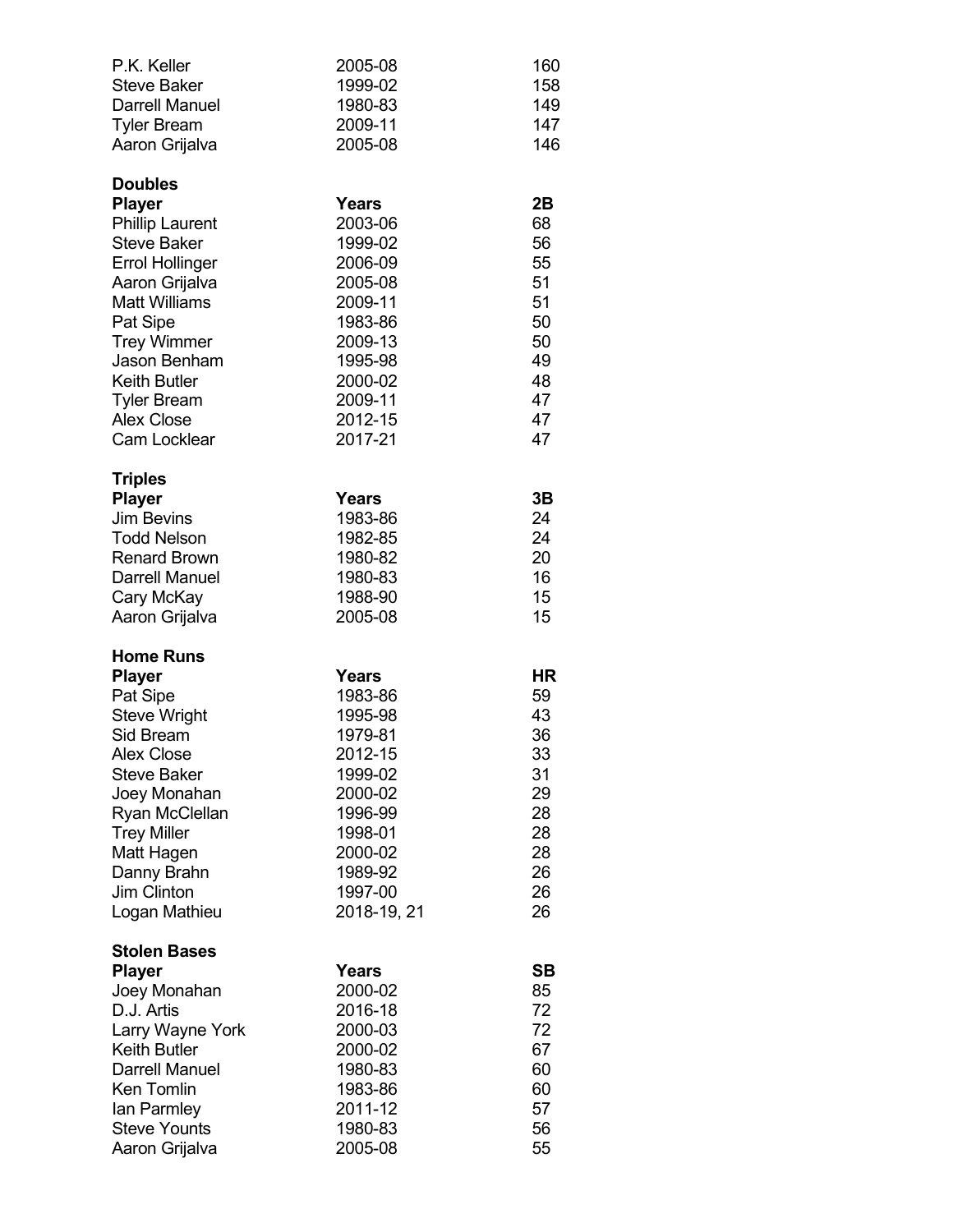| | | |
|---|---|---|
| P.K. Keller | 2005-08 | 160 |
| Steve Baker | 1999-02 | 158 |
| Darrell Manuel | 1980-83 | 149 |
| Tyler Bream | 2009-11 | 147 |
| Aaron Grijalva | 2005-08 | 146 |

**Doubles**

| Player | Years | 2B |
|---|---|---|
| Phillip Laurent | 2003-06 | 68 |
| Steve Baker | 1999-02 | 56 |
| Errol Hollinger | 2006-09 | 55 |
| Aaron Grijalva | 2005-08 | 51 |
| Matt Williams | 2009-11 | 51 |
| Pat Sipe | 1983-86 | 50 |
| Trey Wimmer | 2009-13 | 50 |
| Jason Benham | 1995-98 | 49 |
| Keith Butler | 2000-02 | 48 |
| Tyler Bream | 2009-11 | 47 |
| Alex Close | 2012-15 | 47 |
| Cam Locklear | 2017-21 | 47 |

**Triples**

| Player | Years | 3B |
|---|---|---|
| Jim Bevins | 1983-86 | 24 |
| Todd Nelson | 1982-85 | 24 |
| Renard Brown | 1980-82 | 20 |
| Darrell Manuel | 1980-83 | 16 |
| Cary McKay | 1988-90 | 15 |
| Aaron Grijalva | 2005-08 | 15 |

**Home Runs**

| Player | Years | HR |
|---|---|---|
| Pat Sipe | 1983-86 | 59 |
| Steve Wright | 1995-98 | 43 |
| Sid Bream | 1979-81 | 36 |
| Alex Close | 2012-15 | 33 |
| Steve Baker | 1999-02 | 31 |
| Joey Monahan | 2000-02 | 29 |
| Ryan McClellan | 1996-99 | 28 |
| Trey Miller | 1998-01 | 28 |
| Matt Hagen | 2000-02 | 28 |
| Danny Brahn | 1989-92 | 26 |
| Jim Clinton | 1997-00 | 26 |
| Logan Mathieu | 2018-19, 21 | 26 |

**Stolen Bases**

| Player | Years | SB |
|---|---|---|
| Joey Monahan | 2000-02 | 85 |
| D.J. Artis | 2016-18 | 72 |
| Larry Wayne York | 2000-03 | 72 |
| Keith Butler | 2000-02 | 67 |
| Darrell Manuel | 1980-83 | 60 |
| Ken Tomlin | 1983-86 | 60 |
| Ian Parmley | 2011-12 | 57 |
| Steve Younts | 1980-83 | 56 |
| Aaron Grijalva | 2005-08 | 55 |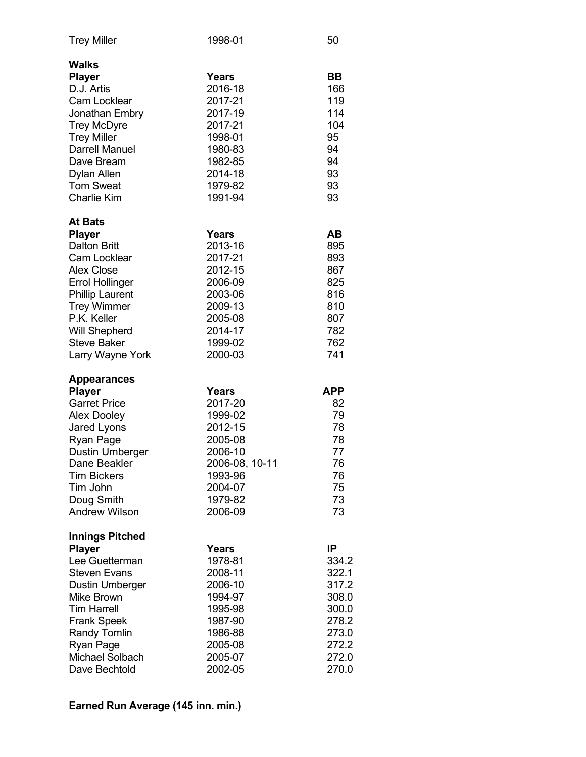| Trey Miller | 1998-01 | 50 |
|---|---|---|

**Walks**

| Player | Years | BB |
|---|---|---|
| D.J. Artis | 2016-18 | 166 |
| Cam Locklear | 2017-21 | 119 |
| Jonathan Embry | 2017-19 | 114 |
| Trey McDyre | 2017-21 | 104 |
| Trey Miller | 1998-01 | 95 |
| Darrell Manuel | 1980-83 | 94 |
| Dave Bream | 1982-85 | 94 |
| Dylan Allen | 2014-18 | 93 |
| Tom Sweat | 1979-82 | 93 |
| Charlie Kim | 1991-94 | 93 |

**At Bats**

| Player | Years | AB |
|---|---|---|
| Dalton Britt | 2013-16 | 895 |
| Cam Locklear | 2017-21 | 893 |
| Alex Close | 2012-15 | 867 |
| Errol Hollinger | 2006-09 | 825 |
| Phillip Laurent | 2003-06 | 816 |
| Trey Wimmer | 2009-13 | 810 |
| P.K. Keller | 2005-08 | 807 |
| Will Shepherd | 2014-17 | 782 |
| Steve Baker | 1999-02 | 762 |
| Larry Wayne York | 2000-03 | 741 |

**Appearances**

| Player | Years | APP |
|---|---|---|
| Garret Price | 2017-20 | 82 |
| Alex Dooley | 1999-02 | 79 |
| Jared Lyons | 2012-15 | 78 |
| Ryan Page | 2005-08 | 78 |
| Dustin Umberger | 2006-10 | 77 |
| Dane Beakler | 2006-08, 10-11 | 76 |
| Tim Bickers | 1993-96 | 76 |
| Tim John | 2004-07 | 75 |
| Doug Smith | 1979-82 | 73 |
| Andrew Wilson | 2006-09 | 73 |

**Innings Pitched**

| Player | Years | IP |
|---|---|---|
| Lee Guetterman | 1978-81 | 334.2 |
| Steven Evans | 2008-11 | 322.1 |
| Dustin Umberger | 2006-10 | 317.2 |
| Mike Brown | 1994-97 | 308.0 |
| Tim Harrell | 1995-98 | 300.0 |
| Frank Speek | 1987-90 | 278.2 |
| Randy Tomlin | 1986-88 | 273.0 |
| Ryan Page | 2005-08 | 272.2 |
| Michael Solbach | 2005-07 | 272.0 |
| Dave Bechtold | 2002-05 | 270.0 |

**Earned Run Average (145 inn. min.)**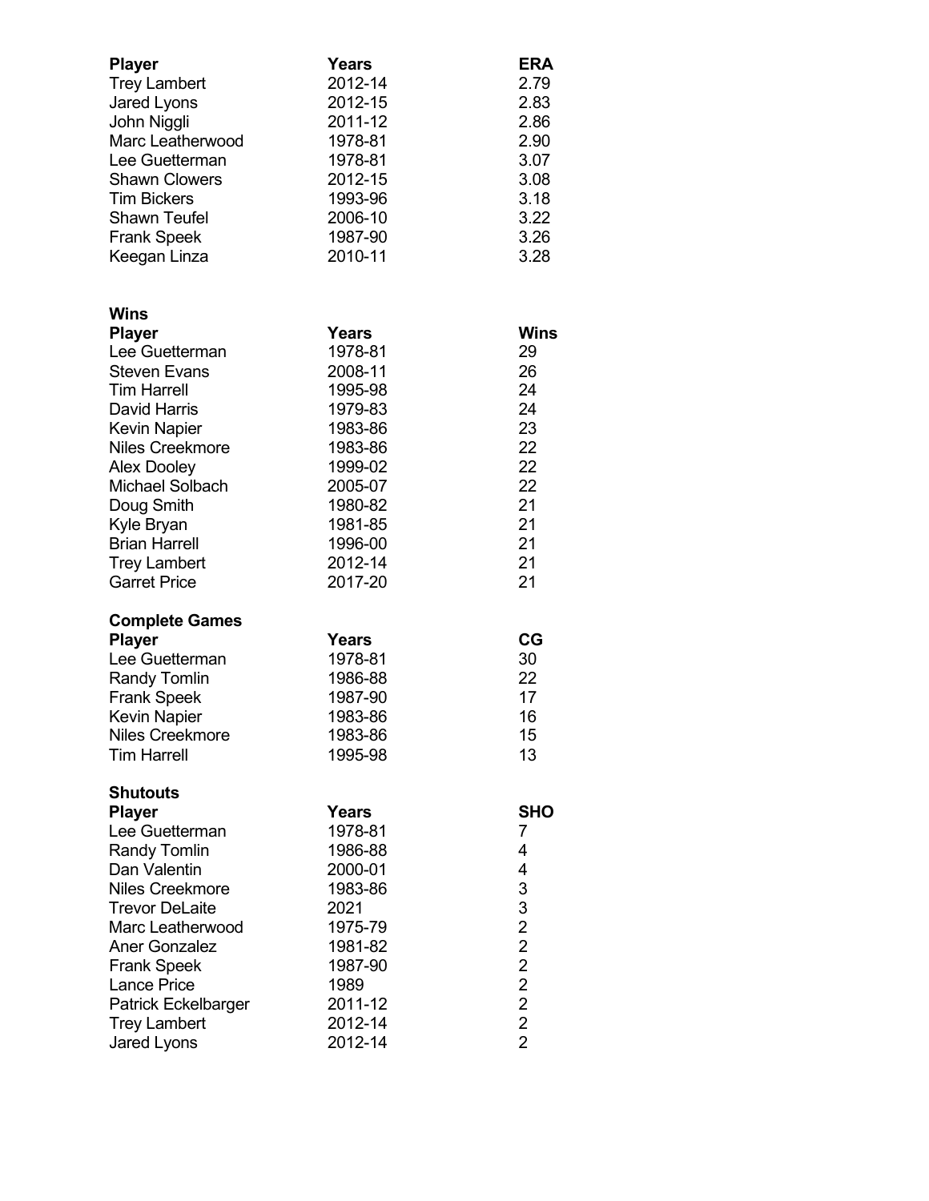| Player | Years | ERA |
|---|---|---|
| Trey Lambert | 2012-14 | 2.79 |
| Jared Lyons | 2012-15 | 2.83 |
| John Niggli | 2011-12 | 2.86 |
| Marc Leatherwood | 1978-81 | 2.90 |
| Lee Guetterman | 1978-81 | 3.07 |
| Shawn Clowers | 2012-15 | 3.08 |
| Tim Bickers | 1993-96 | 3.18 |
| Shawn Teufel | 2006-10 | 3.22 |
| Frank Speek | 1987-90 | 3.26 |
| Keegan Linza | 2010-11 | 3.28 |

**Wins**

| Player | Years | Wins |
|---|---|---|
| Lee Guetterman | 1978-81 | 29 |
| Steven Evans | 2008-11 | 26 |
| Tim Harrell | 1995-98 | 24 |
| David Harris | 1979-83 | 24 |
| Kevin Napier | 1983-86 | 23 |
| Niles Creekmore | 1983-86 | 22 |
| Alex Dooley | 1999-02 | 22 |
| Michael Solbach | 2005-07 | 22 |
| Doug Smith | 1980-82 | 21 |
| Kyle Bryan | 1981-85 | 21 |
| Brian Harrell | 1996-00 | 21 |
| Trey Lambert | 2012-14 | 21 |
| Garret Price | 2017-20 | 21 |

**Complete Games**

| Player | Years | CG |
|---|---|---|
| Lee Guetterman | 1978-81 | 30 |
| Randy Tomlin | 1986-88 | 22 |
| Frank Speek | 1987-90 | 17 |
| Kevin Napier | 1983-86 | 16 |
| Niles Creekmore | 1983-86 | 15 |
| Tim Harrell | 1995-98 | 13 |

**Shutouts**

| Player | Years | SHO |
|---|---|---|
| Lee Guetterman | 1978-81 | 7 |
| Randy Tomlin | 1986-88 | 4 |
| Dan Valentin | 2000-01 | 4 |
| Niles Creekmore | 1983-86 | 3 |
| Trevor DeLaite | 2021 | 3 |
| Marc Leatherwood | 1975-79 | 2 |
| Aner Gonzalez | 1981-82 | 2 |
| Frank Speek | 1987-90 | 2 |
| Lance Price | 1989 | 2 |
| Patrick Eckelbarger | 2011-12 | 2 |
| Trey Lambert | 2012-14 | 2 |
| Jared Lyons | 2012-14 | 2 |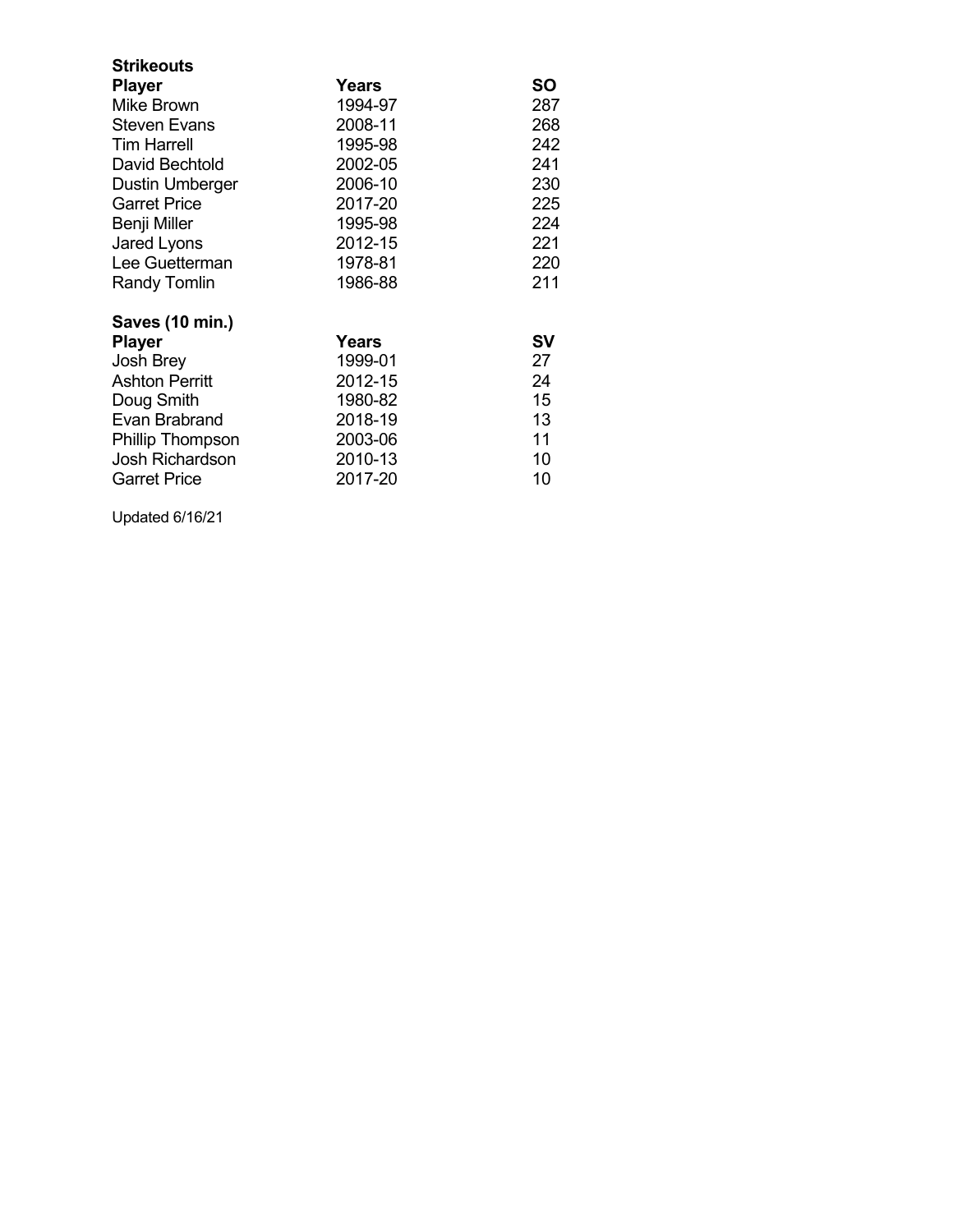**Strikeouts**

| Player | Years | SO |
|---|---|---|
| Mike Brown | 1994-97 | 287 |
| Steven Evans | 2008-11 | 268 |
| Tim Harrell | 1995-98 | 242 |
| David Bechtold | 2002-05 | 241 |
| Dustin Umberger | 2006-10 | 230 |
| Garret Price | 2017-20 | 225 |
| Benji Miller | 1995-98 | 224 |
| Jared Lyons | 2012-15 | 221 |
| Lee Guetterman | 1978-81 | 220 |
| Randy Tomlin | 1986-88 | 211 |

**Saves (10 min.)**

| Player | Years | SV |
|---|---|---|
| Josh Brey | 1999-01 | 27 |
| Ashton Perritt | 2012-15 | 24 |
| Doug Smith | 1980-82 | 15 |
| Evan Brabrand | 2018-19 | 13 |
| Phillip Thompson | 2003-06 | 11 |
| Josh Richardson | 2010-13 | 10 |
| Garret Price | 2017-20 | 10 |

Updated 6/16/21